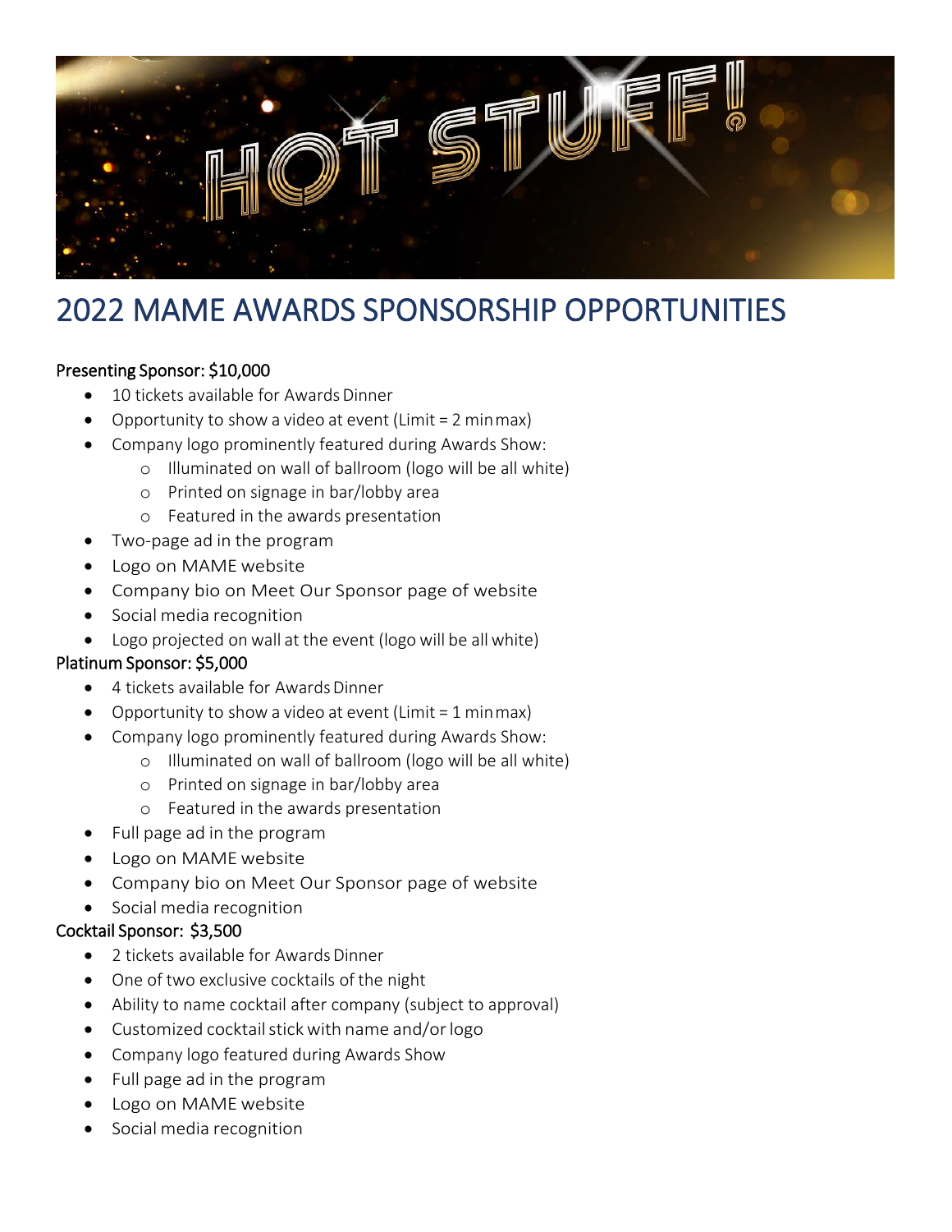HOT STUFF!

# 2022 MAME AWARDS SPONSORSHIP OPPORTUNITIES

## Presenting Sponsor: $10,000

- 10 tickets available for Awards Dinner
- Opportunity to show a video at event (Limit = 2 min max)
- Company logo prominently featured during Awards Show:
  - Illuminated on wall of ballroom (logo will be all white)
  - Printed on signage in bar/lobby area
  - Featured in the awards presentation
- Two-page ad in the program
- Logo on MAME website
- Company bio on Meet Our Sponsor page of website
- Social media recognition
- Logo projected on wall at the event (logo will be all white)

## Platinum Sponsor: $5,000

- 4 tickets available for Awards Dinner
- Opportunity to show a video at event (Limit = 1 min max)
- Company logo prominently featured during Awards Show:
  - Illuminated on wall of ballroom (logo will be all white)
  - Printed on signage in bar/lobby area
  - Featured in the awards presentation
- Full page ad in the program
- Logo on MAME website
- Company bio on Meet Our Sponsor page of website
- Social media recognition

## Cocktail Sponsor: $3,500

- 2 tickets available for Awards Dinner
- One of two exclusive cocktails of the night
- Ability to name cocktail after company (subject to approval)
- Customized cocktail stick with name and/or logo
- Company logo featured during Awards Show
- Full page ad in the program
- Logo on MAME website
- Social media recognition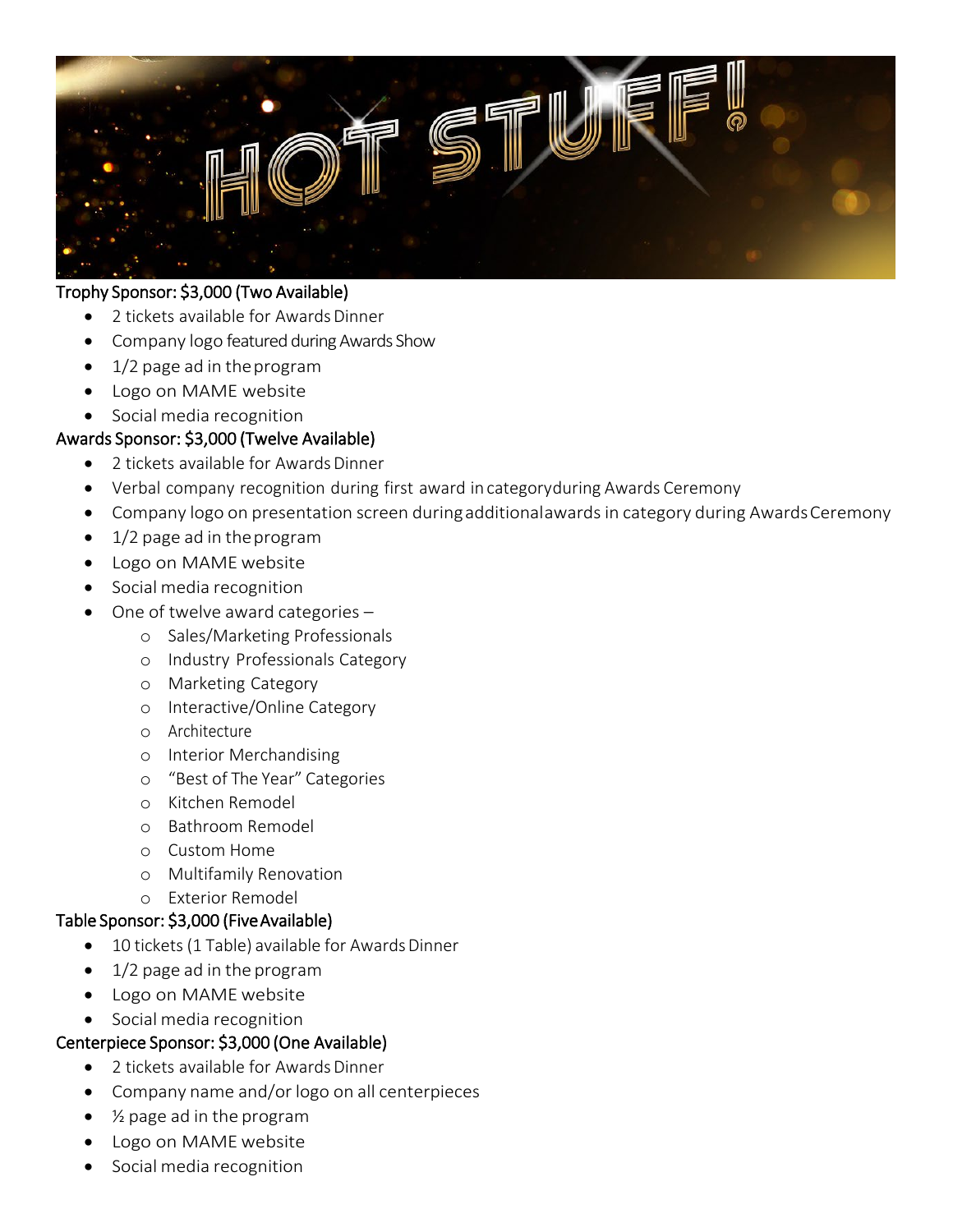# HOT STUFF!

**Trophy Sponsor: $3,000 (Two Available)**

- 2 tickets available for Awards Dinner
- Company logo featured during Awards Show
- 1/2 page ad in the program
- Logo on MAME website
- Social media recognition

**Awards Sponsor: $3,000 (Twelve Available)**

- 2 tickets available for Awards Dinner
- Verbal company recognition during first award in category during Awards Ceremony
- Company logo on presentation screen during additional awards in category during Awards Ceremony
- 1/2 page ad in the program
- Logo on MAME website
- Social media recognition
- One of twelve award categories –
  - Sales/Marketing Professionals
  - Industry Professionals Category
  - Marketing Category
  - Interactive/Online Category
  - Architecture
  - Interior Merchandising
  - "Best of The Year" Categories
  - Kitchen Remodel
  - Bathroom Remodel
  - Custom Home
  - Multifamily Renovation
  - Exterior Remodel

**Table Sponsor: $3,000 (Five Available)**

- 10 tickets (1 Table) available for Awards Dinner
- 1/2 page ad in the program
- Logo on MAME website
- Social media recognition

**Centerpiece Sponsor: $3,000 (One Available)**

- 2 tickets available for Awards Dinner
- Company name and/or logo on all centerpieces
- ½ page ad in the program
- Logo on MAME website
- Social media recognition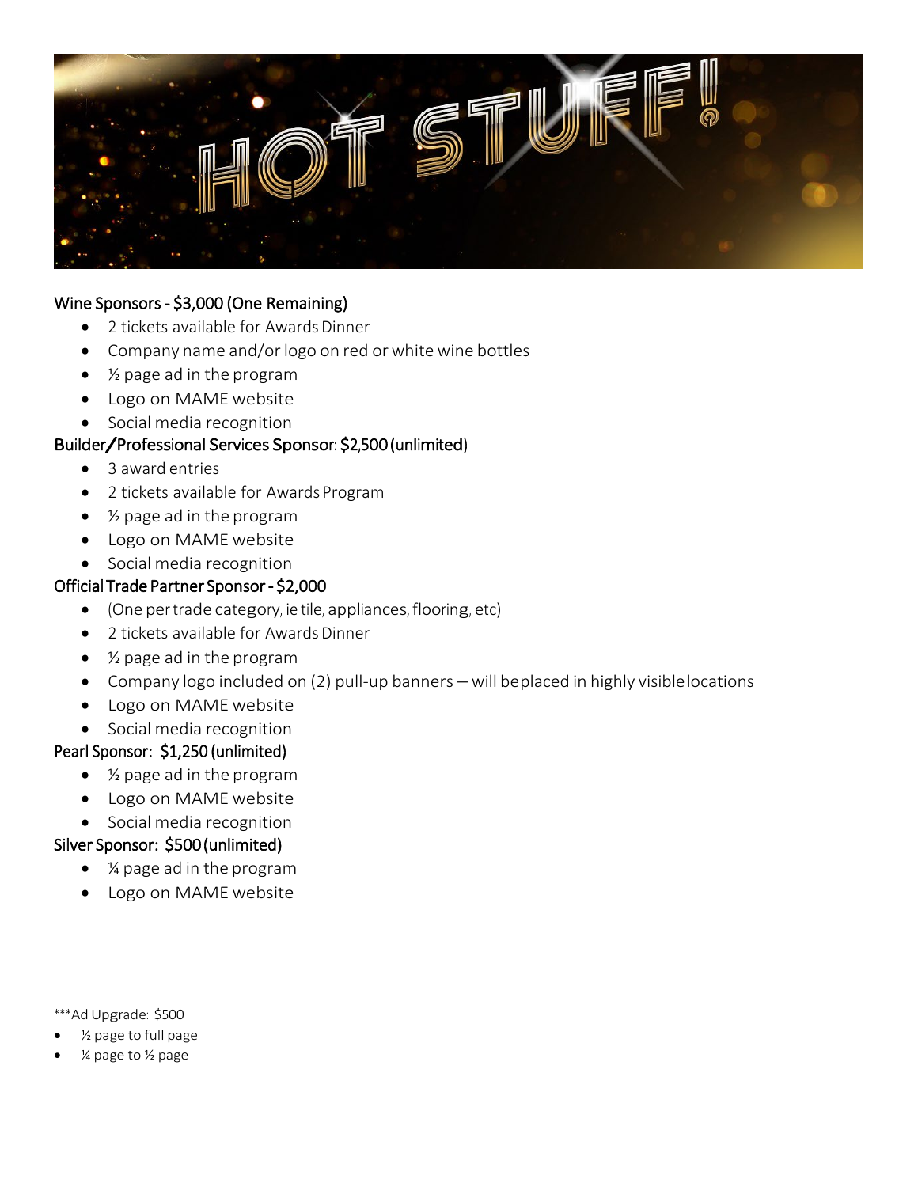# HOT STUFF!

**Wine Sponsors - $3,000 (One Remaining)**

- 2 tickets available for Awards Dinner
- Company name and/or logo on red or white wine bottles
- ½ page ad in the program
- Logo on MAME website
- Social media recognition

**Builder/Professional Services Sponsor: $2,500 (unlimited)**

- 3 award entries
- 2 tickets available for Awards Program
- ½ page ad in the program
- Logo on MAME website
- Social media recognition

**Official Trade Partner Sponsor - $2,000**

- (One per trade category, ie tile, appliances, flooring, etc)
- 2 tickets available for Awards Dinner
- ½ page ad in the program
- Company logo included on (2) pull-up banners – will be placed in highly visible locations
- Logo on MAME website
- Social media recognition

**Pearl Sponsor: $1,250 (unlimited)**

- ½ page ad in the program
- Logo on MAME website
- Social media recognition

**Silver Sponsor: $500 (unlimited)**

- ¼ page ad in the program
- Logo on MAME website

***Ad Upgrade: $500

- ½ page to full page
- ¼ page to ½ page